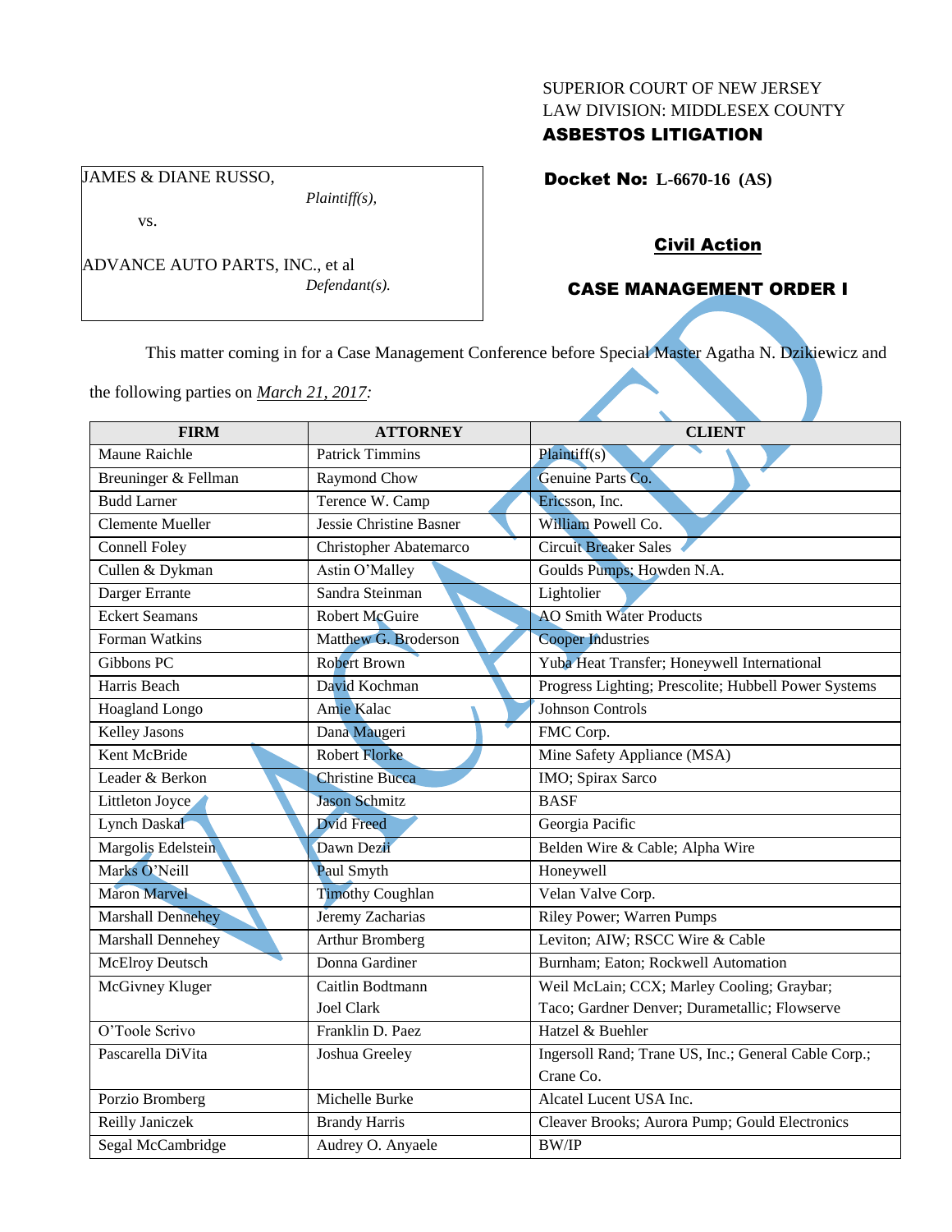SUPERIOR COURT OF NEW JERSEY
LAW DIVISION: MIDDLESEX COUNTY
**ASBESTOS LITIGATION**

JAMES & DIANE RUSSO,
*Plaintiff(s),*

vs.

ADVANCE AUTO PARTS, INC., et al
*Defendant(s).*

**Docket No: L-6670-16 (AS)**

**Civil Action**

**CASE MANAGEMENT ORDER I**

VACATED

This matter coming in for a Case Management Conference before Special Master Agatha N. Dzikiewicz and the following parties on *March 21, 2017:*

| FIRM | ATTORNEY | CLIENT |
|---|---|---|
| Maune Raichle | Patrick Timmins | Plaintiff(s) |
| Breuninger & Fellman | Raymond Chow | Genuine Parts Co. |
| Budd Larner | Terence W. Camp | Ericsson, Inc. |
| Clemente Mueller | Jessie Christine Basner | William Powell Co. |
| Connell Foley | Christopher Abatemarco | Circuit Breaker Sales |
| Cullen & Dykman | Astin O'Malley | Goulds Pumps; Howden N.A. |
| Darger Errante | Sandra Steinman | Lightolier |
| Eckert Seamans | Robert McGuire | AO Smith Water Products |
| Forman Watkins | Matthew G. Broderson | Cooper Industries |
| Gibbons PC | Robert Brown | Yuba Heat Transfer; Honeywell International |
| Harris Beach | David Kochman | Progress Lighting; Prescolite; Hubbell Power Systems |
| Hoagland Longo | Amie Kalac | Johnson Controls |
| Kelley Jasons | Dana Maugeri | FMC Corp. |
| Kent McBride | Robert Florke | Mine Safety Appliance (MSA) |
| Leader & Berkon | Christine Bucca | IMO; Spirax Sarco |
| Littleton Joyce | Jason Schmitz | BASF |
| Lynch Daskal | Dvid Freed | Georgia Pacific |
| Margolis Edelstein | Dawn Dezii | Belden Wire & Cable; Alpha Wire |
| Marks O'Neill | Paul Smyth | Honeywell |
| Maron Marvel | Timothy Coughlan | Velan Valve Corp. |
| Marshall Dennehey | Jeremy Zacharias | Riley Power; Warren Pumps |
| Marshall Dennehey | Arthur Bromberg | Leviton; AIW; RSCC Wire & Cable |
| McElroy Deutsch | Donna Gardiner | Burnham; Eaton; Rockwell Automation |
| McGivney Kluger | Caitlin Bodtmann<br>Joel Clark | Weil McLain; CCX; Marley Cooling; Graybar; Taco; Gardner Denver; Durametallic; Flowserve |
| O'Toole Scrivo | Franklin D. Paez | Hatzel & Buehler |
| Pascarella DiVita | Joshua Greeley | Ingersoll Rand; Trane US, Inc.; General Cable Corp.; Crane Co. |
| Porzio Bromberg | Michelle Burke | Alcatel Lucent USA Inc. |
| Reilly Janiczek | Brandy Harris | Cleaver Brooks; Aurora Pump; Gould Electronics |
| Segal McCambridge | Audrey O. Anyaele | BW/IP |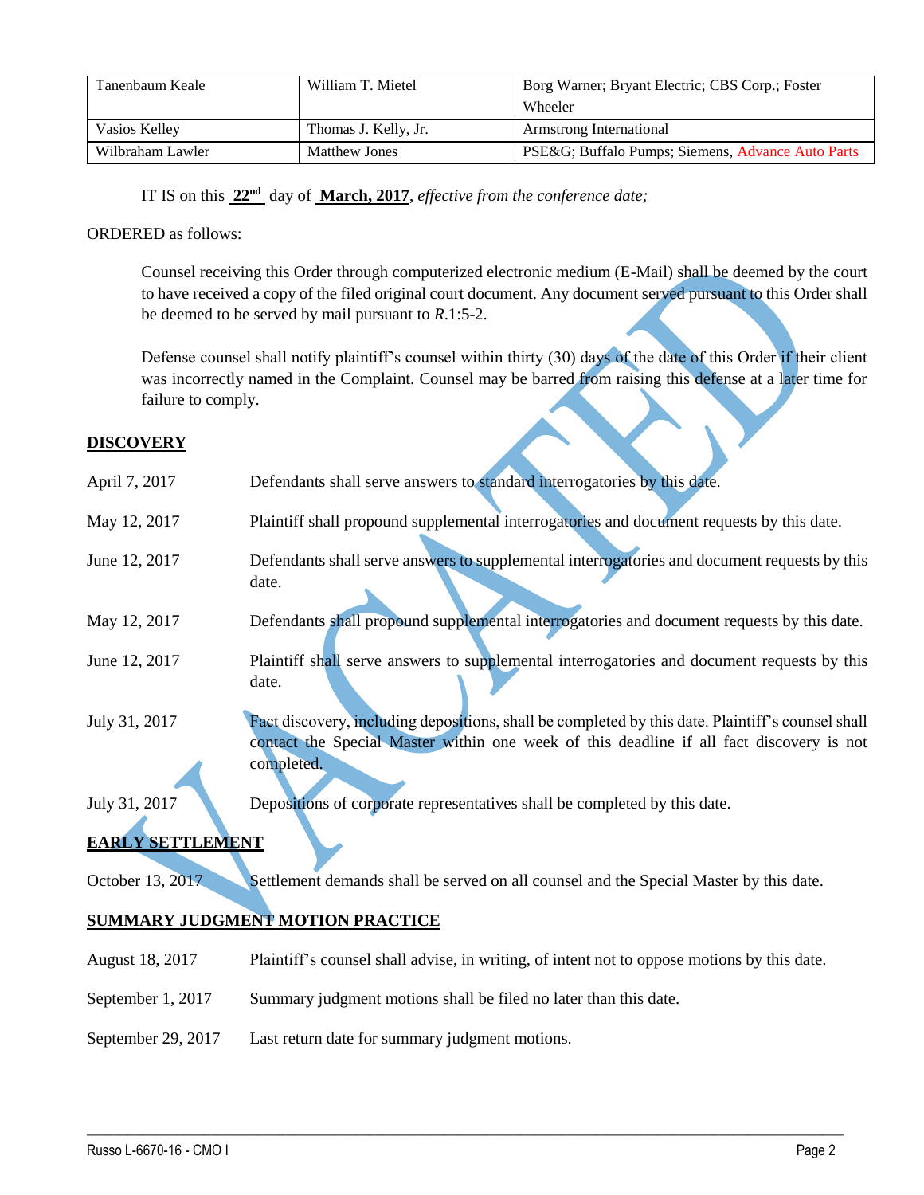| Tanenbaum Keale | William T. Mietel | Borg Warner; Bryant Electric; CBS Corp.; Foster Wheeler |
|---|---|---|
| Vasios Kelley | Thomas J. Kelly, Jr. | Armstrong International |
| Wilbraham Lawler | Matthew Jones | PSE&G; Buffalo Pumps; Siemens, Advance Auto Parts |

IT IS on this **22nd** day of **March, 2017**, *effective from the conference date;*

ORDERED as follows:

Counsel receiving this Order through computerized electronic medium (E-Mail) shall be deemed by the court to have received a copy of the filed original court document. Any document served pursuant to this Order shall be deemed to be served by mail pursuant to *R*.1:5-2.

Defense counsel shall notify plaintiff's counsel within thirty (30) days of the date of this Order if their client was incorrectly named in the Complaint. Counsel may be barred from raising this defense at a later time for failure to comply.

**DISCOVERY**

| | |
|---|---|
| April 7, 2017 | Defendants shall serve answers to standard interrogatories by this date. |
| May 12, 2017 | Plaintiff shall propound supplemental interrogatories and document requests by this date. |
| June 12, 2017 | Defendants shall serve answers to supplemental interrogatories and document requests by this date. |
| May 12, 2017 | Defendants shall propound supplemental interrogatories and document requests by this date. |
| June 12, 2017 | Plaintiff shall serve answers to supplemental interrogatories and document requests by this date. |
| July 31, 2017 | Fact discovery, including depositions, shall be completed by this date. Plaintiff's counsel shall contact the Special Master within one week of this deadline if all fact discovery is not completed. |
| July 31, 2017 | Depositions of corporate representatives shall be completed by this date. |

**EARLY SETTLEMENT**

| | |
|---|---|
| October 13, 2017 | Settlement demands shall be served on all counsel and the Special Master by this date. |

**SUMMARY JUDGMENT MOTION PRACTICE**

| | |
|---|---|
| August 18, 2017 | Plaintiff's counsel shall advise, in writing, of intent not to oppose motions by this date. |
| September 1, 2017 | Summary judgment motions shall be filed no later than this date. |
| September 29, 2017 | Last return date for summary judgment motions. |

VACATED

Russo L-6670-16 - CMO I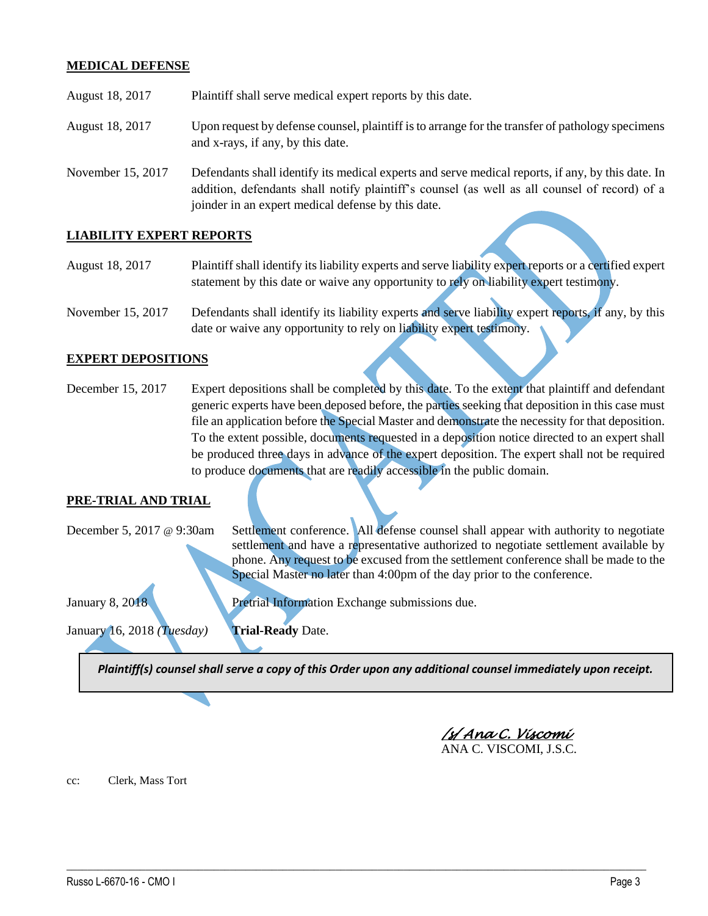**MEDICAL DEFENSE**

| | |
|---|---|
| August 18, 2017 | Plaintiff shall serve medical expert reports by this date. |
| August 18, 2017 | Upon request by defense counsel, plaintiff is to arrange for the transfer of pathology specimens and x-rays, if any, by this date. |
| November 15, 2017 | Defendants shall identify its medical experts and serve medical reports, if any, by this date. In addition, defendants shall notify plaintiff's counsel (as well as all counsel of record) of a joinder in an expert medical defense by this date. |

**LIABILITY EXPERT REPORTS**

| | |
|---|---|
| August 18, 2017 | Plaintiff shall identify its liability experts and serve liability expert reports or a certified expert statement by this date or waive any opportunity to rely on liability expert testimony. |
| November 15, 2017 | Defendants shall identify its liability experts and serve liability expert reports, if any, by this date or waive any opportunity to rely on liability expert testimony. |

**EXPERT DEPOSITIONS**

| | |
|---|---|
| December 15, 2017 | Expert depositions shall be completed by this date. To the extent that plaintiff and defendant generic experts have been deposed before, the parties seeking that deposition in this case must file an application before the Special Master and demonstrate the necessity for that deposition. To the extent possible, documents requested in a deposition notice directed to an expert shall be produced three days in advance of the expert deposition. The expert shall not be required to produce documents that are readily accessible in the public domain. |

**PRE-TRIAL AND TRIAL**

| | |
|---|---|
| December 5, 2017 @ 9:30am | Settlement conference. All defense counsel shall appear with authority to negotiate settlement and have a representative authorized to negotiate settlement available by phone. Any request to be excused from the settlement conference shall be made to the Special Master no later than 4:00pm of the day prior to the conference. |
| January 8, 2018 | Pretrial Information Exchange submissions due. |
| January 16, 2018 *(Tuesday)* | **Trial-Ready** Date. |

***Plaintiff(s) counsel shall serve a copy of this Order upon any additional counsel immediately upon receipt.***

*/s/ Ana C. Viscomi*
ANA C. VISCOMI, J.S.C.

cc: Clerk, Mass Tort

VACATED

Russo L-6670-16 - CMO I